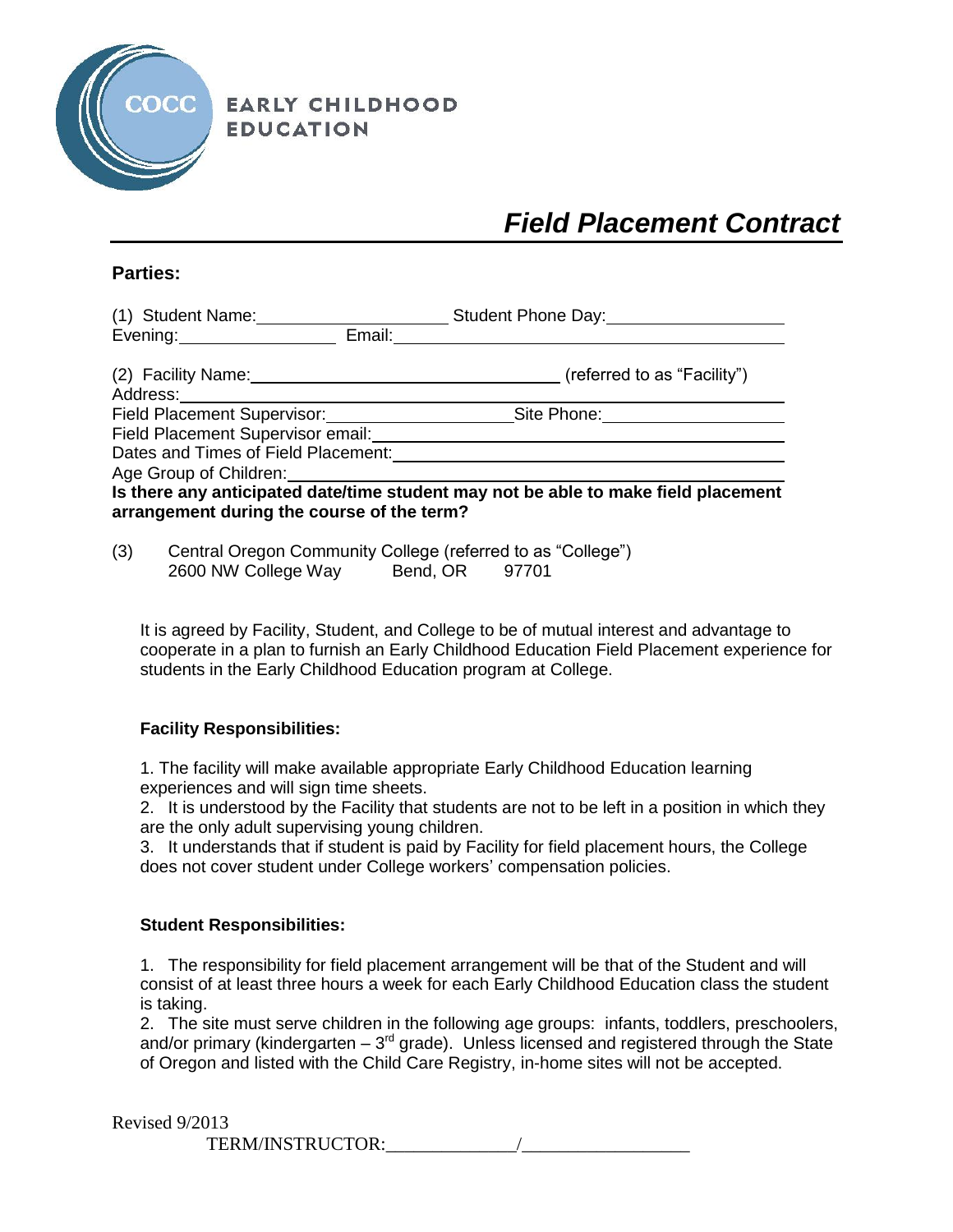**EARLY CHILDHOOD EDUCATION**

# *Field Placement Contract*

**Parties:**

(1) Student Name:____________________ Student Phone Day:__________________
Evening:________________ Email:________________________________________

(2) Facility Name:________________________________ (referred to as "Facility")
Address:________________________________________________________________
Field Placement Supervisor:____________________Site Phone:__________________
Field Placement Supervisor email:____________________________________________
Dates and Times of Field Placement:__________________________________________
Age Group of Children:____________________________________________________
**Is there any anticipated date/time student may not be able to make field placement arrangement during the course of the term?**

(3) Central Oregon Community College (referred to as "College")
2600 NW College Way Bend, OR 97701

It is agreed by Facility, Student, and College to be of mutual interest and advantage to cooperate in a plan to furnish an Early Childhood Education Field Placement experience for students in the Early Childhood Education program at College.

**Facility Responsibilities:**

1. The facility will make available appropriate Early Childhood Education learning experiences and will sign time sheets.
2. It is understood by the Facility that students are not to be left in a position in which they are the only adult supervising young children.
3. It understands that if student is paid by Facility for field placement hours, the College does not cover student under College workers' compensation policies.

**Student Responsibilities:**

1. The responsibility for field placement arrangement will be that of the Student and will consist of at least three hours a week for each Early Childhood Education class the student is taking.
2. The site must serve children in the following age groups: infants, toddlers, preschoolers, and/or primary (kindergarten – 3rd grade). Unless licensed and registered through the State of Oregon and listed with the Child Care Registry, in-home sites will not be accepted.

Revised 9/2013
TERM/INSTRUCTOR:______________/__________________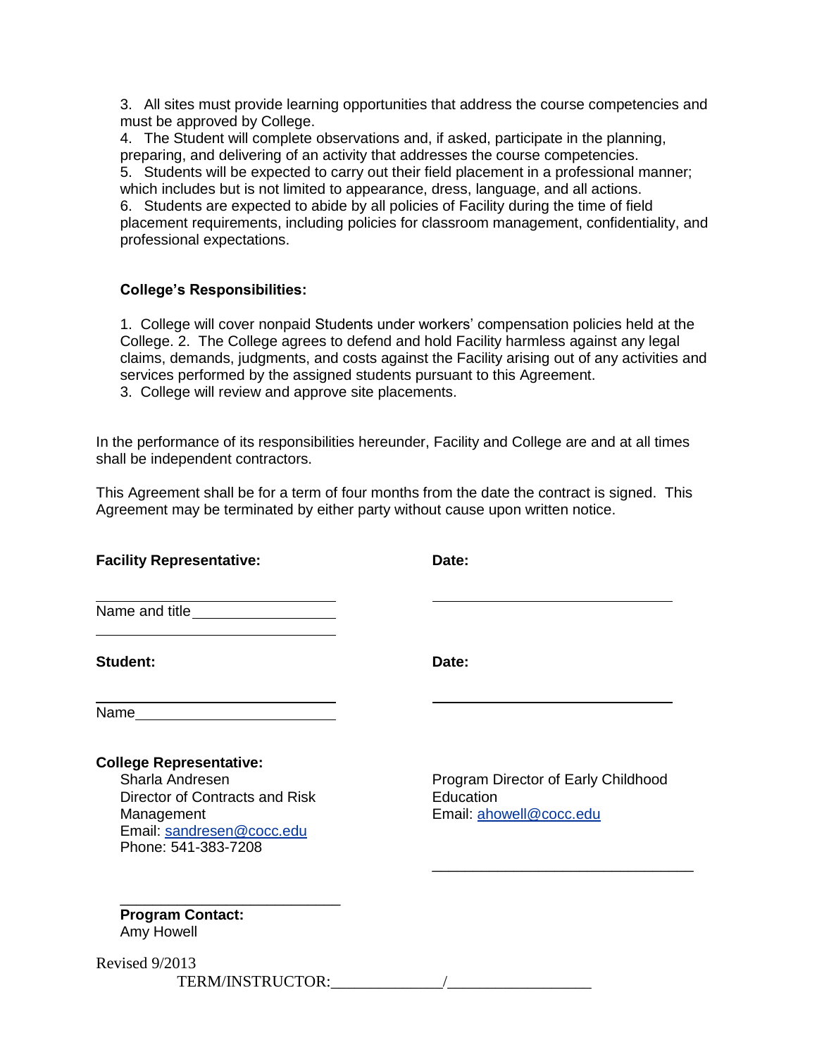3. All sites must provide learning opportunities that address the course competencies and must be approved by College.
4. The Student will complete observations and, if asked, participate in the planning, preparing, and delivering of an activity that addresses the course competencies.
5. Students will be expected to carry out their field placement in a professional manner; which includes but is not limited to appearance, dress, language, and all actions.
6. Students are expected to abide by all policies of Facility during the time of field placement requirements, including policies for classroom management, confidentiality, and professional expectations.

**College's Responsibilities:**

1. College will cover nonpaid Students under workers' compensation policies held at the College. 2. The College agrees to defend and hold Facility harmless against any legal claims, demands, judgments, and costs against the Facility arising out of any activities and services performed by the assigned students pursuant to this Agreement.
3. College will review and approve site placements.

In the performance of its responsibilities hereunder, Facility and College are and at all times shall be independent contractors.

This Agreement shall be for a term of four months from the date the contract is signed. This Agreement may be terminated by either party without cause upon written notice.

**Facility Representative:** ______________________________

Name and title ______________________________

**Date:** ______________________________

**Student:** ______________________________

Name ______________________________

**Date:** ______________________________

**College Representative:**
Sharla Andresen
Director of Contracts and Risk Management
Email: sandresen@cocc.edu
Phone: 541-383-7208

______________________________

Program Director of Early Childhood Education
Email: ahowell@cocc.edu

______________________________

**Program Contact:**
Amy Howell

Revised 9/2013

TERM/INSTRUCTOR:______________/__________________